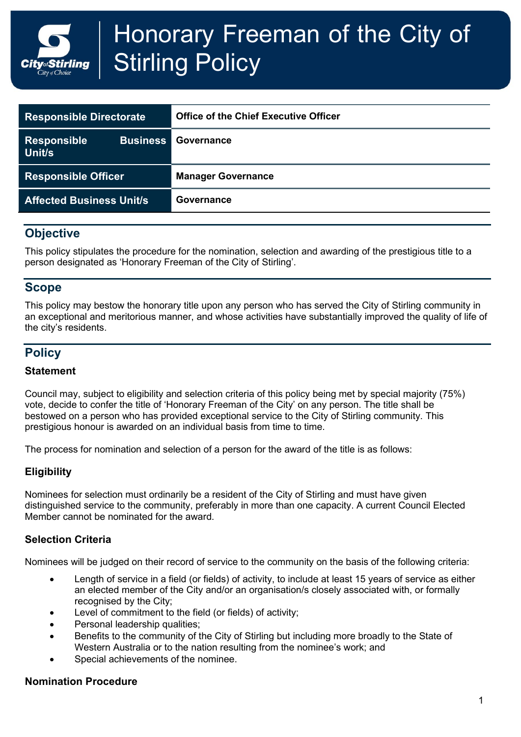# Honorary Freeman of the City of Stirling Policy

| | |
|---|---|
| **Responsible Directorate** | **Office of the Chief Executive Officer** |
| **Responsible Business Unit/s** | **Governance** |
| **Responsible Officer** | **Manager Governance** |
| **Affected Business Unit/s** | **Governance** |

## Objective

This policy stipulates the procedure for the nomination, selection and awarding of the prestigious title to a person designated as 'Honorary Freeman of the City of Stirling'.

## Scope

This policy may bestow the honorary title upon any person who has served the City of Stirling community in an exceptional and meritorious manner, and whose activities have substantially improved the quality of life of the city's residents.

## Policy

### Statement

Council may, subject to eligibility and selection criteria of this policy being met by special majority (75%) vote, decide to confer the title of 'Honorary Freeman of the City' on any person. The title shall be bestowed on a person who has provided exceptional service to the City of Stirling community. This prestigious honour is awarded on an individual basis from time to time.

The process for nomination and selection of a person for the award of the title is as follows:

### Eligibility

Nominees for selection must ordinarily be a resident of the City of Stirling and must have given distinguished service to the community, preferably in more than one capacity. A current Council Elected Member cannot be nominated for the award.

### Selection Criteria

Nominees will be judged on their record of service to the community on the basis of the following criteria:

- Length of service in a field (or fields) of activity, to include at least 15 years of service as either an elected member of the City and/or an organisation/s closely associated with, or formally recognised by the City;
- Level of commitment to the field (or fields) of activity;
- Personal leadership qualities;
- Benefits to the community of the City of Stirling but including more broadly to the State of Western Australia or to the nation resulting from the nominee's work; and
- Special achievements of the nominee.

### Nomination Procedure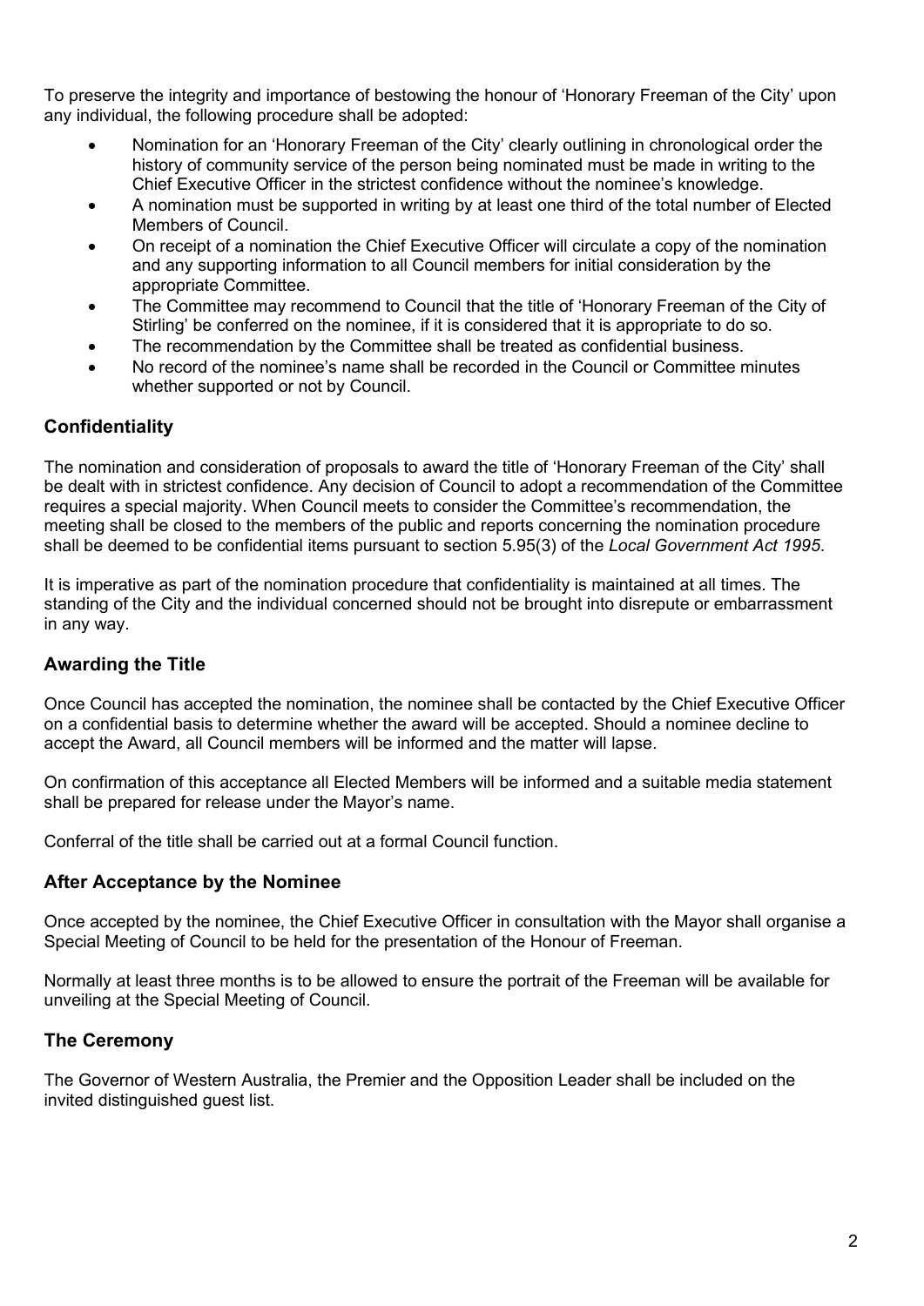To preserve the integrity and importance of bestowing the honour of 'Honorary Freeman of the City' upon any individual, the following procedure shall be adopted:

- Nomination for an 'Honorary Freeman of the City' clearly outlining in chronological order the history of community service of the person being nominated must be made in writing to the Chief Executive Officer in the strictest confidence without the nominee's knowledge.
- A nomination must be supported in writing by at least one third of the total number of Elected Members of Council.
- On receipt of a nomination the Chief Executive Officer will circulate a copy of the nomination and any supporting information to all Council members for initial consideration by the appropriate Committee.
- The Committee may recommend to Council that the title of 'Honorary Freeman of the City of Stirling' be conferred on the nominee, if it is considered that it is appropriate to do so.
- The recommendation by the Committee shall be treated as confidential business.
- No record of the nominee's name shall be recorded in the Council or Committee minutes whether supported or not by Council.

## Confidentiality

The nomination and consideration of proposals to award the title of 'Honorary Freeman of the City' shall be dealt with in strictest confidence. Any decision of Council to adopt a recommendation of the Committee requires a special majority. When Council meets to consider the Committee's recommendation, the meeting shall be closed to the members of the public and reports concerning the nomination procedure shall be deemed to be confidential items pursuant to section 5.95(3) of the *Local Government Act 1995*.

It is imperative as part of the nomination procedure that confidentiality is maintained at all times. The standing of the City and the individual concerned should not be brought into disrepute or embarrassment in any way.

## Awarding the Title

Once Council has accepted the nomination, the nominee shall be contacted by the Chief Executive Officer on a confidential basis to determine whether the award will be accepted. Should a nominee decline to accept the Award, all Council members will be informed and the matter will lapse.

On confirmation of this acceptance all Elected Members will be informed and a suitable media statement shall be prepared for release under the Mayor's name.

Conferral of the title shall be carried out at a formal Council function.

## After Acceptance by the Nominee

Once accepted by the nominee, the Chief Executive Officer in consultation with the Mayor shall organise a Special Meeting of Council to be held for the presentation of the Honour of Freeman.

Normally at least three months is to be allowed to ensure the portrait of the Freeman will be available for unveiling at the Special Meeting of Council.

## The Ceremony

The Governor of Western Australia, the Premier and the Opposition Leader shall be included on the invited distinguished guest list.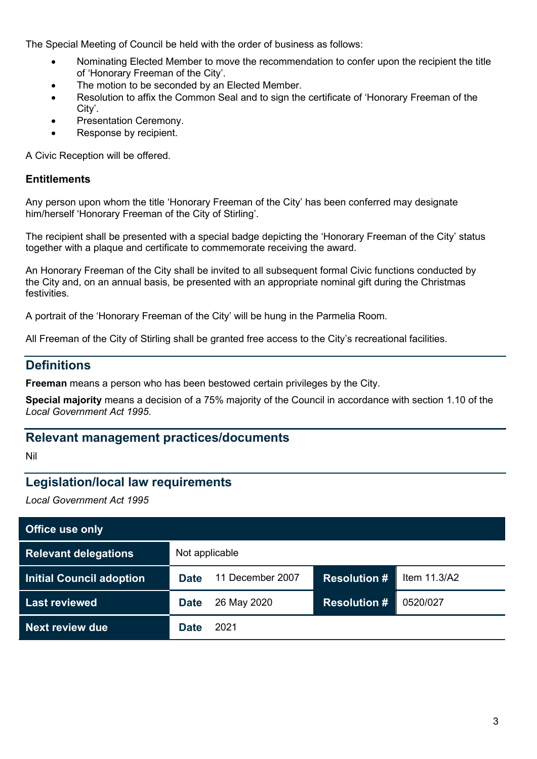The Special Meeting of Council be held with the order of business as follows:

- Nominating Elected Member to move the recommendation to confer upon the recipient the title of 'Honorary Freeman of the City'.
- The motion to be seconded by an Elected Member.
- Resolution to affix the Common Seal and to sign the certificate of 'Honorary Freeman of the City'.
- Presentation Ceremony.
- Response by recipient.

A Civic Reception will be offered.

**Entitlements**

Any person upon whom the title 'Honorary Freeman of the City' has been conferred may designate him/herself 'Honorary Freeman of the City of Stirling'.

The recipient shall be presented with a special badge depicting the 'Honorary Freeman of the City' status together with a plaque and certificate to commemorate receiving the award.

An Honorary Freeman of the City shall be invited to all subsequent formal Civic functions conducted by the City and, on an annual basis, be presented with an appropriate nominal gift during the Christmas festivities.

A portrait of the 'Honorary Freeman of the City' will be hung in the Parmelia Room.

All Freeman of the City of Stirling shall be granted free access to the City's recreational facilities.

## Definitions

**Freeman** means a person who has been bestowed certain privileges by the City.

**Special majority** means a decision of a 75% majority of the Council in accordance with section 1.10 of the *Local Government Act 1995*.

## Relevant management practices/documents

Nil

## Legislation/local law requirements

*Local Government Act 1995*

| Office use only | | | | |
|---|---|---|---|---|
| **Relevant delegations** | Not applicable | | | |
| **Initial Council adoption** | **Date** | 11 December 2007 | **Resolution #** | Item 11.3/A2 |
| **Last reviewed** | **Date** | 26 May 2020 | **Resolution #** | 0520/027 |
| **Next review due** | **Date** | 2021 | | |